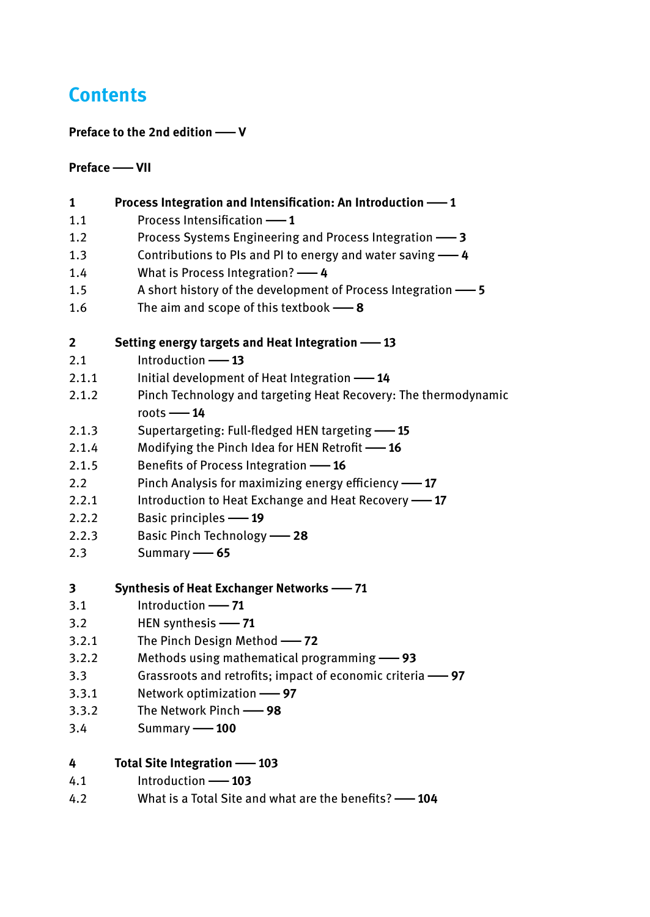# Contents

**Preface to the 2nd edition —— V**

**Preface —— VII**

**1 Process Integration and Intensification: An Introduction —— 1**

1.1 Process Intensification —— **1**

1.2 Process Systems Engineering and Process Integration —— **3**

1.3 Contributions to PIs and PI to energy and water saving —— **4**

1.4 What is Process Integration? —— **4**

1.5 A short history of the development of Process Integration —— **5**

1.6 The aim and scope of this textbook —— **8**

**2 Setting energy targets and Heat Integration —— 13**

2.1 Introduction —— **13**

2.1.1 Initial development of Heat Integration —— **14**

2.1.2 Pinch Technology and targeting Heat Recovery: The thermodynamic roots —— **14**

2.1.3 Supertargeting: Full-fledged HEN targeting —— **15**

2.1.4 Modifying the Pinch Idea for HEN Retrofit —— **16**

2.1.5 Benefits of Process Integration —— **16**

2.2 Pinch Analysis for maximizing energy efficiency —— **17**

2.2.1 Introduction to Heat Exchange and Heat Recovery —— **17**

2.2.2 Basic principles —— **19**

2.2.3 Basic Pinch Technology —— **28**

2.3 Summary —— **65**

**3 Synthesis of Heat Exchanger Networks —— 71**

3.1 Introduction —— **71**

3.2 HEN synthesis —— **71**

3.2.1 The Pinch Design Method —— **72**

3.2.2 Methods using mathematical programming —— **93**

3.3 Grassroots and retrofits; impact of economic criteria —— **97**

3.3.1 Network optimization —— **97**

3.3.2 The Network Pinch —— **98**

3.4 Summary —— **100**

**4 Total Site Integration —— 103**

4.1 Introduction —— **103**

4.2 What is a Total Site and what are the benefits? —— **104**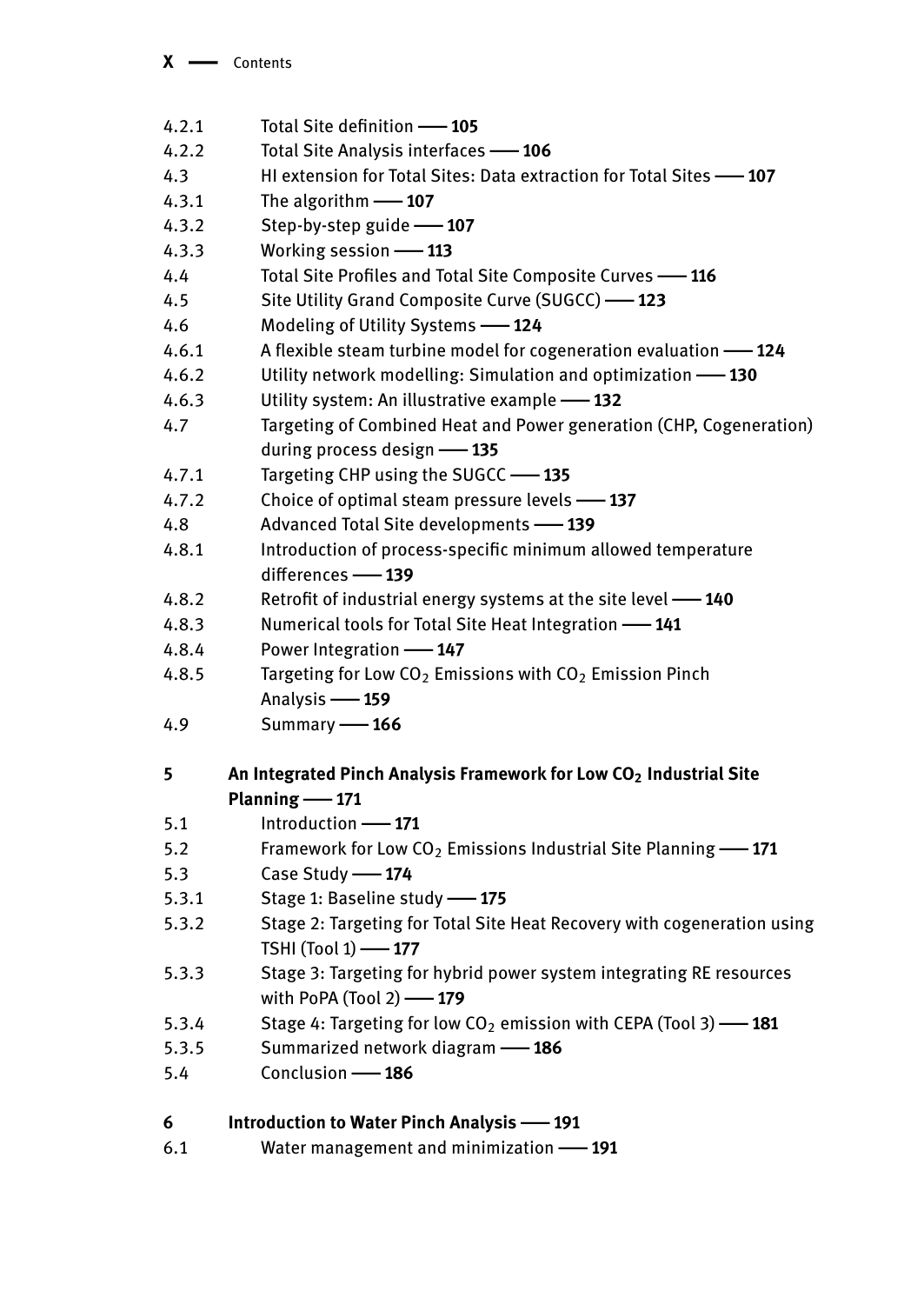4.2.1 Total Site definition —— **105**
4.2.2 Total Site Analysis interfaces —— **106**
4.3 HI extension for Total Sites: Data extraction for Total Sites —— **107**
4.3.1 The algorithm —— **107**
4.3.2 Step-by-step guide —— **107**
4.3.3 Working session —— **113**
4.4 Total Site Profiles and Total Site Composite Curves —— **116**
4.5 Site Utility Grand Composite Curve (SUGCC) —— **123**
4.6 Modeling of Utility Systems —— **124**
4.6.1 A flexible steam turbine model for cogeneration evaluation —— **124**
4.6.2 Utility network modelling: Simulation and optimization —— **130**
4.6.3 Utility system: An illustrative example —— **132**
4.7 Targeting of Combined Heat and Power generation (CHP, Cogeneration) during process design —— **135**
4.7.1 Targeting CHP using the SUGCC —— **135**
4.7.2 Choice of optimal steam pressure levels —— **137**
4.8 Advanced Total Site developments —— **139**
4.8.1 Introduction of process-specific minimum allowed temperature differences —— **139**
4.8.2 Retrofit of industrial energy systems at the site level —— **140**
4.8.3 Numerical tools for Total Site Heat Integration —— **141**
4.8.4 Power Integration —— **147**
4.8.5 Targeting for Low $CO_2$ Emissions with $CO_2$ Emission Pinch Analysis —— **159**
4.9 Summary —— **166**

**5 An Integrated Pinch Analysis Framework for Low $CO_2$ Industrial Site Planning —— 171**
5.1 Introduction —— **171**
5.2 Framework for Low $CO_2$ Emissions Industrial Site Planning —— **171**
5.3 Case Study —— **174**
5.3.1 Stage 1: Baseline study —— **175**
5.3.2 Stage 2: Targeting for Total Site Heat Recovery with cogeneration using TSHI (Tool 1) —— **177**
5.3.3 Stage 3: Targeting for hybrid power system integrating RE resources with PoPA (Tool 2) —— **179**
5.3.4 Stage 4: Targeting for low $CO_2$ emission with CEPA (Tool 3) —— **181**
5.3.5 Summarized network diagram —— **186**
5.4 Conclusion —— **186**

**6 Introduction to Water Pinch Analysis —— 191**
6.1 Water management and minimization —— **191**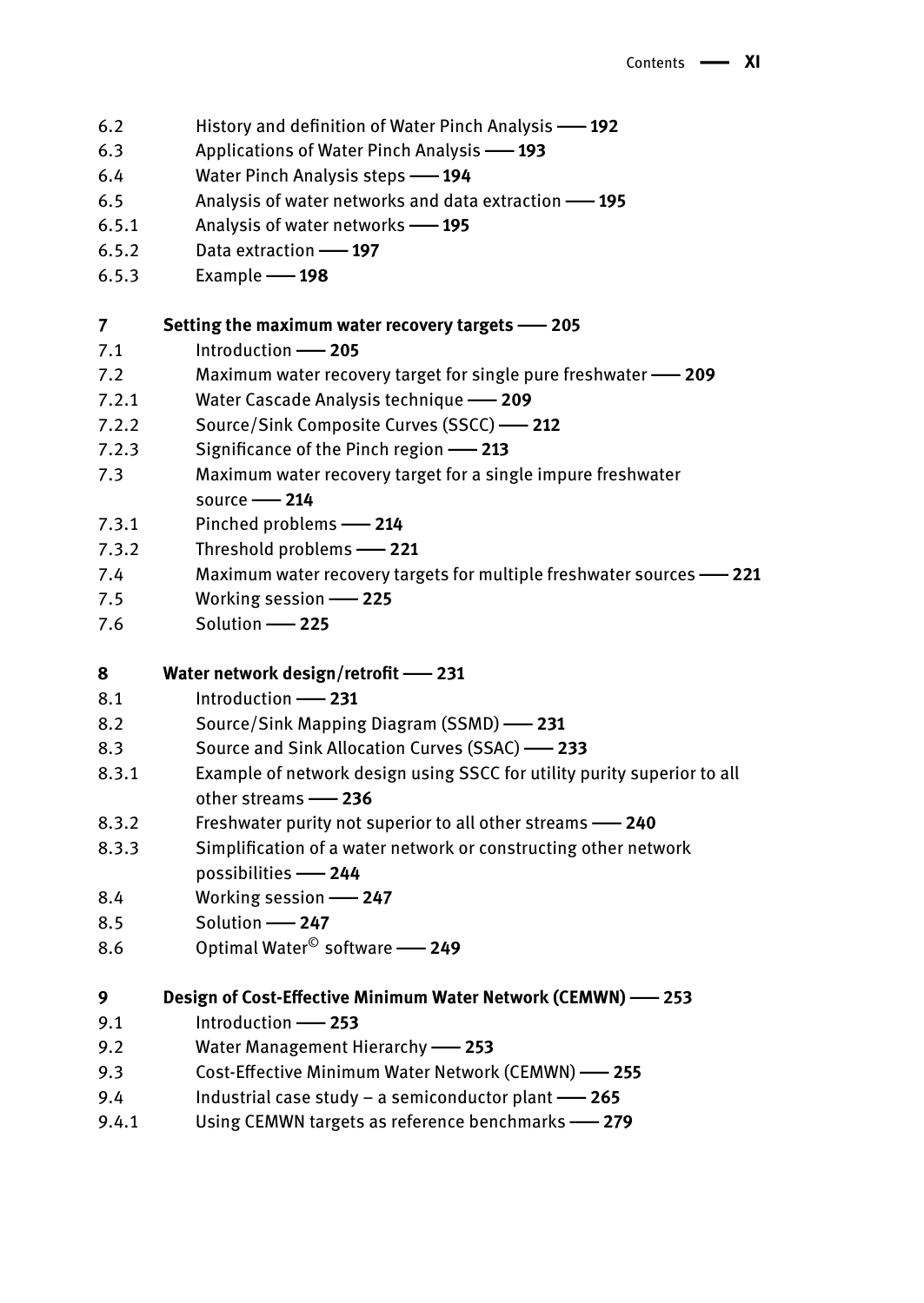6.2 History and definition of Water Pinch Analysis — **192**
6.3 Applications of Water Pinch Analysis — **193**
6.4 Water Pinch Analysis steps — **194**
6.5 Analysis of water networks and data extraction — **195**
6.5.1 Analysis of water networks — **195**
6.5.2 Data extraction — **197**
6.5.3 Example — **198**

**7 Setting the maximum water recovery targets — 205**
7.1 Introduction — **205**
7.2 Maximum water recovery target for single pure freshwater — **209**
7.2.1 Water Cascade Analysis technique — **209**
7.2.2 Source/Sink Composite Curves (SSCC) — **212**
7.2.3 Significance of the Pinch region — **213**
7.3 Maximum water recovery target for a single impure freshwater source — **214**
7.3.1 Pinched problems — **214**
7.3.2 Threshold problems — **221**
7.4 Maximum water recovery targets for multiple freshwater sources — **221**
7.5 Working session — **225**
7.6 Solution — **225**

**8 Water network design/retrofit — 231**
8.1 Introduction — **231**
8.2 Source/Sink Mapping Diagram (SSMD) — **231**
8.3 Source and Sink Allocation Curves (SSAC) — **233**
8.3.1 Example of network design using SSCC for utility purity superior to all other streams — **236**
8.3.2 Freshwater purity not superior to all other streams — **240**
8.3.3 Simplification of a water network or constructing other network possibilities — **244**
8.4 Working session — **247**
8.5 Solution — **247**
8.6 Optimal Water© software — **249**

**9 Design of Cost-Effective Minimum Water Network (CEMWN) — 253**
9.1 Introduction — **253**
9.2 Water Management Hierarchy — **253**
9.3 Cost-Effective Minimum Water Network (CEMWN) — **255**
9.4 Industrial case study – a semiconductor plant — **265**
9.4.1 Using CEMWN targets as reference benchmarks — **279**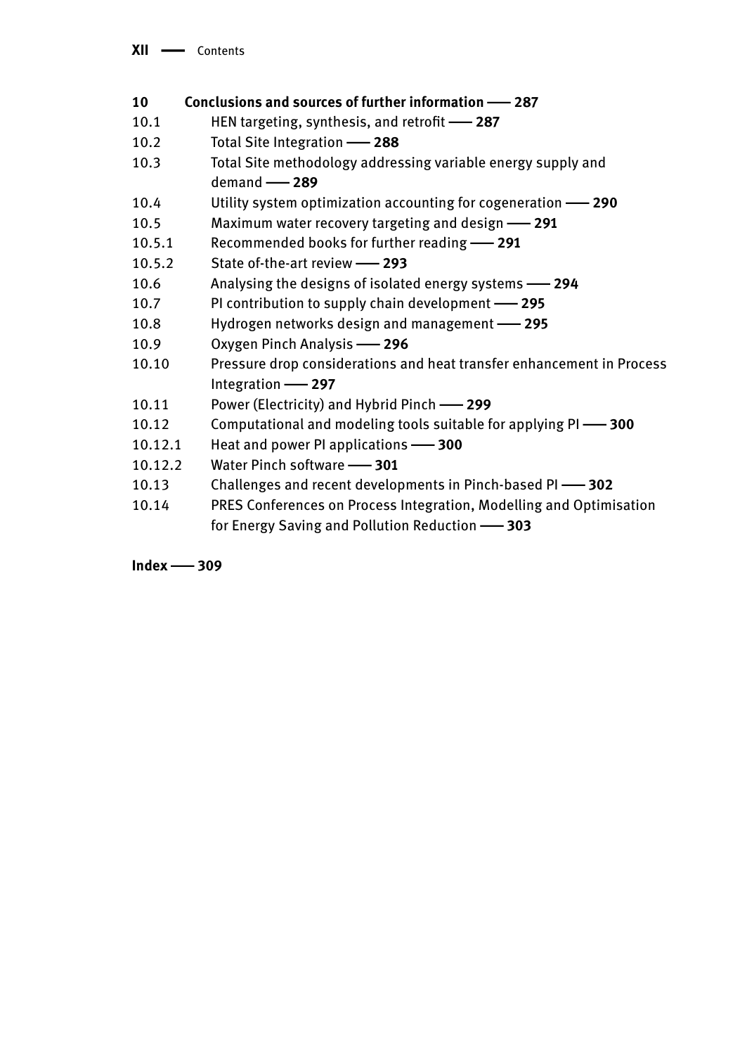**10 Conclusions and sources of further information —— 287**

10.1 HEN targeting, synthesis, and retrofit —— **287**

10.2 Total Site Integration —— **288**

10.3 Total Site methodology addressing variable energy supply and demand —— **289**

10.4 Utility system optimization accounting for cogeneration —— **290**

10.5 Maximum water recovery targeting and design —— **291**

10.5.1 Recommended books for further reading —— **291**

10.5.2 State of-the-art review —— **293**

10.6 Analysing the designs of isolated energy systems —— **294**

10.7 PI contribution to supply chain development —— **295**

10.8 Hydrogen networks design and management —— **295**

10.9 Oxygen Pinch Analysis —— **296**

10.10 Pressure drop considerations and heat transfer enhancement in Process Integration —— **297**

10.11 Power (Electricity) and Hybrid Pinch —— **299**

10.12 Computational and modeling tools suitable for applying PI —— **300**

10.12.1 Heat and power PI applications —— **300**

10.12.2 Water Pinch software —— **301**

10.13 Challenges and recent developments in Pinch-based PI —— **302**

10.14 PRES Conferences on Process Integration, Modelling and Optimisation for Energy Saving and Pollution Reduction —— **303**

**Index —— 309**